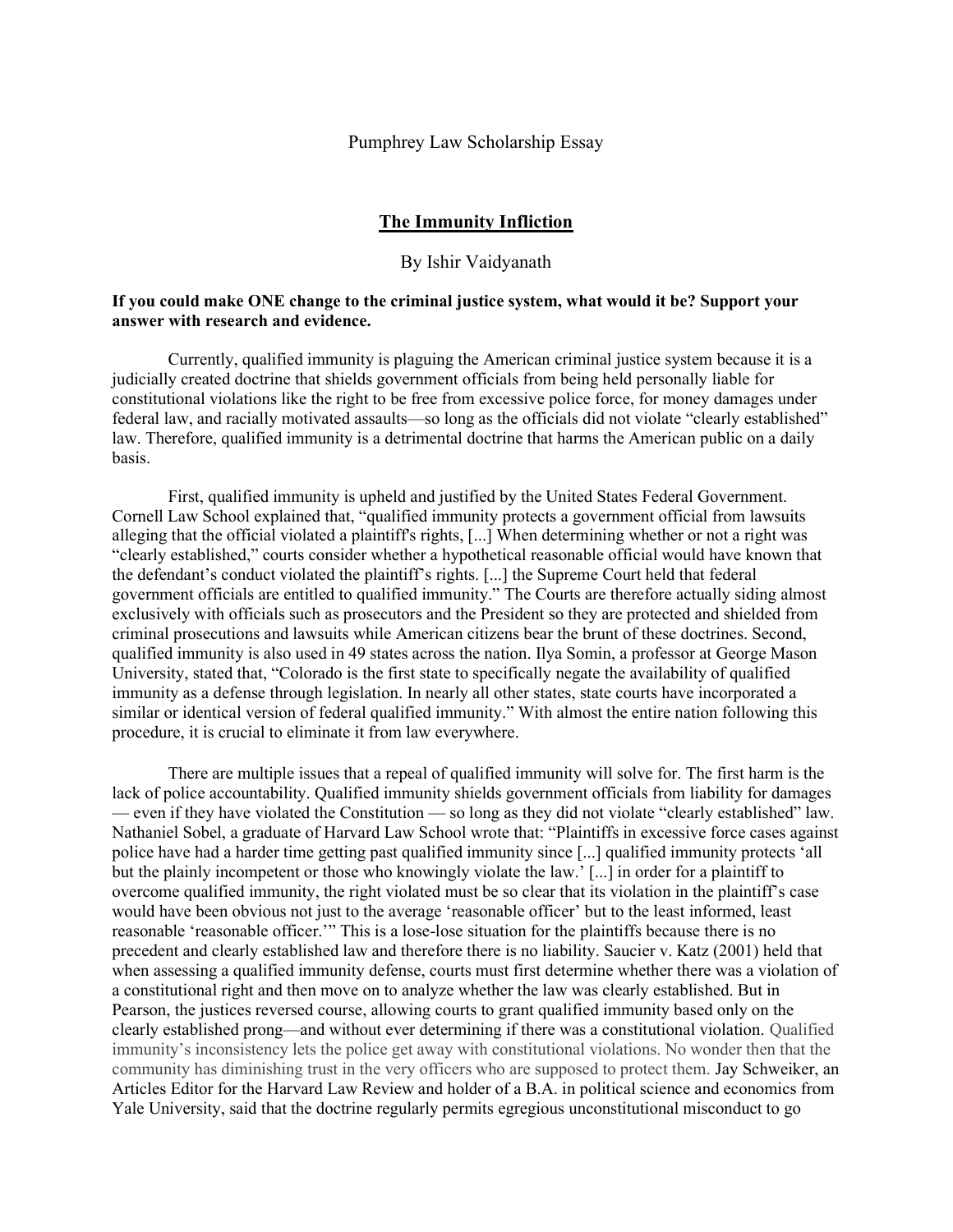Pumphrey Law Scholarship Essay

# The Immunity Infliction

By Ishir Vaidyanath

**If you could make ONE change to the criminal justice system, what would it be? Support your answer with research and evidence.**

Currently, qualified immunity is plaguing the American criminal justice system because it is a judicially created doctrine that shields government officials from being held personally liable for constitutional violations like the right to be free from excessive police force, for money damages under federal law, and racially motivated assaults—so long as the officials did not violate "clearly established" law. Therefore, qualified immunity is a detrimental doctrine that harms the American public on a daily basis.

First, qualified immunity is upheld and justified by the United States Federal Government. Cornell Law School explained that, "qualified immunity protects a government official from lawsuits alleging that the official violated a plaintiff's rights, [...] When determining whether or not a right was "clearly established," courts consider whether a hypothetical reasonable official would have known that the defendant's conduct violated the plaintiff's rights. [...] the Supreme Court held that federal government officials are entitled to qualified immunity." The Courts are therefore actually siding almost exclusively with officials such as prosecutors and the President so they are protected and shielded from criminal prosecutions and lawsuits while American citizens bear the brunt of these doctrines. Second, qualified immunity is also used in 49 states across the nation. Ilya Somin, a professor at George Mason University, stated that, "Colorado is the first state to specifically negate the availability of qualified immunity as a defense through legislation. In nearly all other states, state courts have incorporated a similar or identical version of federal qualified immunity." With almost the entire nation following this procedure, it is crucial to eliminate it from law everywhere.

There are multiple issues that a repeal of qualified immunity will solve for. The first harm is the lack of police accountability. Qualified immunity shields government officials from liability for damages — even if they have violated the Constitution — so long as they did not violate "clearly established" law. Nathaniel Sobel, a graduate of Harvard Law School wrote that: "Plaintiffs in excessive force cases against police have had a harder time getting past qualified immunity since [...] qualified immunity protects 'all but the plainly incompetent or those who knowingly violate the law.' [...] in order for a plaintiff to overcome qualified immunity, the right violated must be so clear that its violation in the plaintiff's case would have been obvious not just to the average 'reasonable officer' but to the least informed, least reasonable 'reasonable officer.'" This is a lose-lose situation for the plaintiffs because there is no precedent and clearly established law and therefore there is no liability. Saucier v. Katz (2001) held that when assessing a qualified immunity defense, courts must first determine whether there was a violation of a constitutional right and then move on to analyze whether the law was clearly established. But in Pearson, the justices reversed course, allowing courts to grant qualified immunity based only on the clearly established prong—and without ever determining if there was a constitutional violation. Qualified immunity's inconsistency lets the police get away with constitutional violations. No wonder then that the community has diminishing trust in the very officers who are supposed to protect them. Jay Schweiker, an Articles Editor for the Harvard Law Review and holder of a B.A. in political science and economics from Yale University, said that the doctrine regularly permits egregious unconstitutional misconduct to go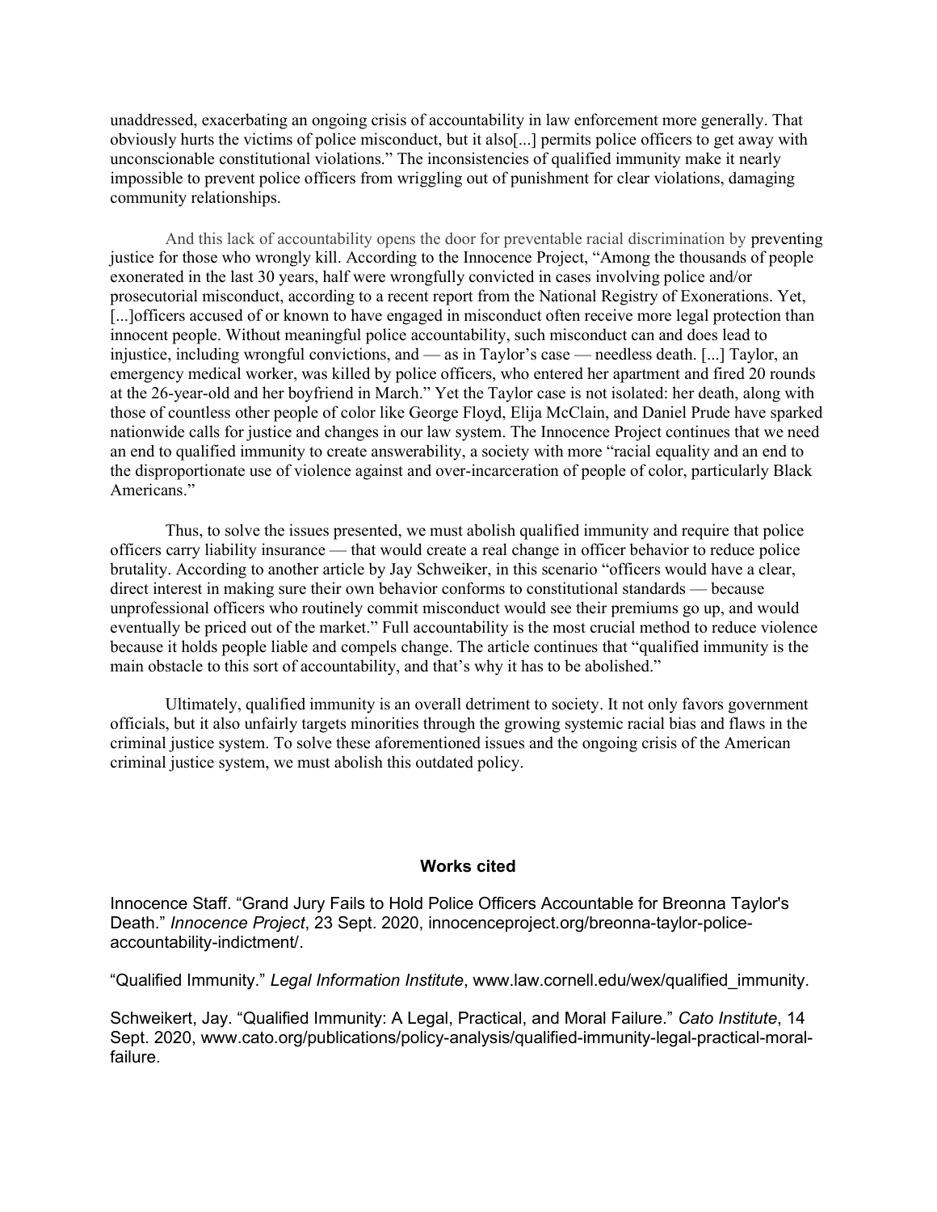unaddressed, exacerbating an ongoing crisis of accountability in law enforcement more generally. That obviously hurts the victims of police misconduct, but it also[...] permits police officers to get away with unconscionable constitutional violations." The inconsistencies of qualified immunity make it nearly impossible to prevent police officers from wriggling out of punishment for clear violations, damaging community relationships.

And this lack of accountability opens the door for preventable racial discrimination by preventing justice for those who wrongly kill. According to the Innocence Project, "Among the thousands of people exonerated in the last 30 years, half were wrongfully convicted in cases involving police and/or prosecutorial misconduct, according to a recent report from the National Registry of Exonerations. Yet, [...]officers accused of or known to have engaged in misconduct often receive more legal protection than innocent people. Without meaningful police accountability, such misconduct can and does lead to injustice, including wrongful convictions, and — as in Taylor's case — needless death. [...] Taylor, an emergency medical worker, was killed by police officers, who entered her apartment and fired 20 rounds at the 26-year-old and her boyfriend in March." Yet the Taylor case is not isolated: her death, along with those of countless other people of color like George Floyd, Elija McClain, and Daniel Prude have sparked nationwide calls for justice and changes in our law system. The Innocence Project continues that we need an end to qualified immunity to create answerability, a society with more "racial equality and an end to the disproportionate use of violence against and over-incarceration of people of color, particularly Black Americans."

Thus, to solve the issues presented, we must abolish qualified immunity and require that police officers carry liability insurance — that would create a real change in officer behavior to reduce police brutality. According to another article by Jay Schweiker, in this scenario "officers would have a clear, direct interest in making sure their own behavior conforms to constitutional standards — because unprofessional officers who routinely commit misconduct would see their premiums go up, and would eventually be priced out of the market." Full accountability is the most crucial method to reduce violence because it holds people liable and compels change. The article continues that "qualified immunity is the main obstacle to this sort of accountability, and that's why it has to be abolished."

Ultimately, qualified immunity is an overall detriment to society. It not only favors government officials, but it also unfairly targets minorities through the growing systemic racial bias and flaws in the criminal justice system. To solve these aforementioned issues and the ongoing crisis of the American criminal justice system, we must abolish this outdated policy.

## Works cited

Innocence Staff. "Grand Jury Fails to Hold Police Officers Accountable for Breonna Taylor's Death." *Innocence Project*, 23 Sept. 2020, innocenceproject.org/breonna-taylor-police-accountability-indictment/.

"Qualified Immunity." *Legal Information Institute*, www.law.cornell.edu/wex/qualified_immunity.

Schweikert, Jay. "Qualified Immunity: A Legal, Practical, and Moral Failure." *Cato Institute*, 14 Sept. 2020, www.cato.org/publications/policy-analysis/qualified-immunity-legal-practical-moral-failure.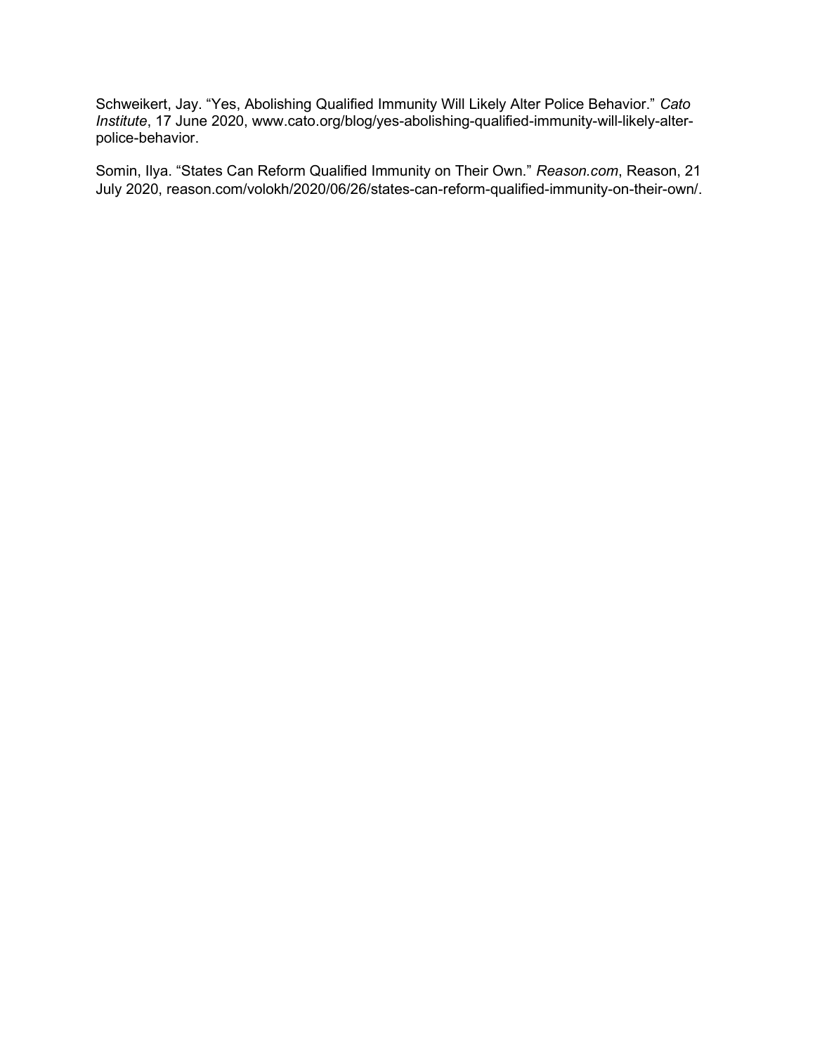Schweikert, Jay. “Yes, Abolishing Qualified Immunity Will Likely Alter Police Behavior.” *Cato Institute*, 17 June 2020, www.cato.org/blog/yes-abolishing-qualified-immunity-will-likely-alter-police-behavior.

Somin, Ilya. “States Can Reform Qualified Immunity on Their Own.” *Reason.com*, Reason, 21 July 2020, reason.com/volokh/2020/06/26/states-can-reform-qualified-immunity-on-their-own/.